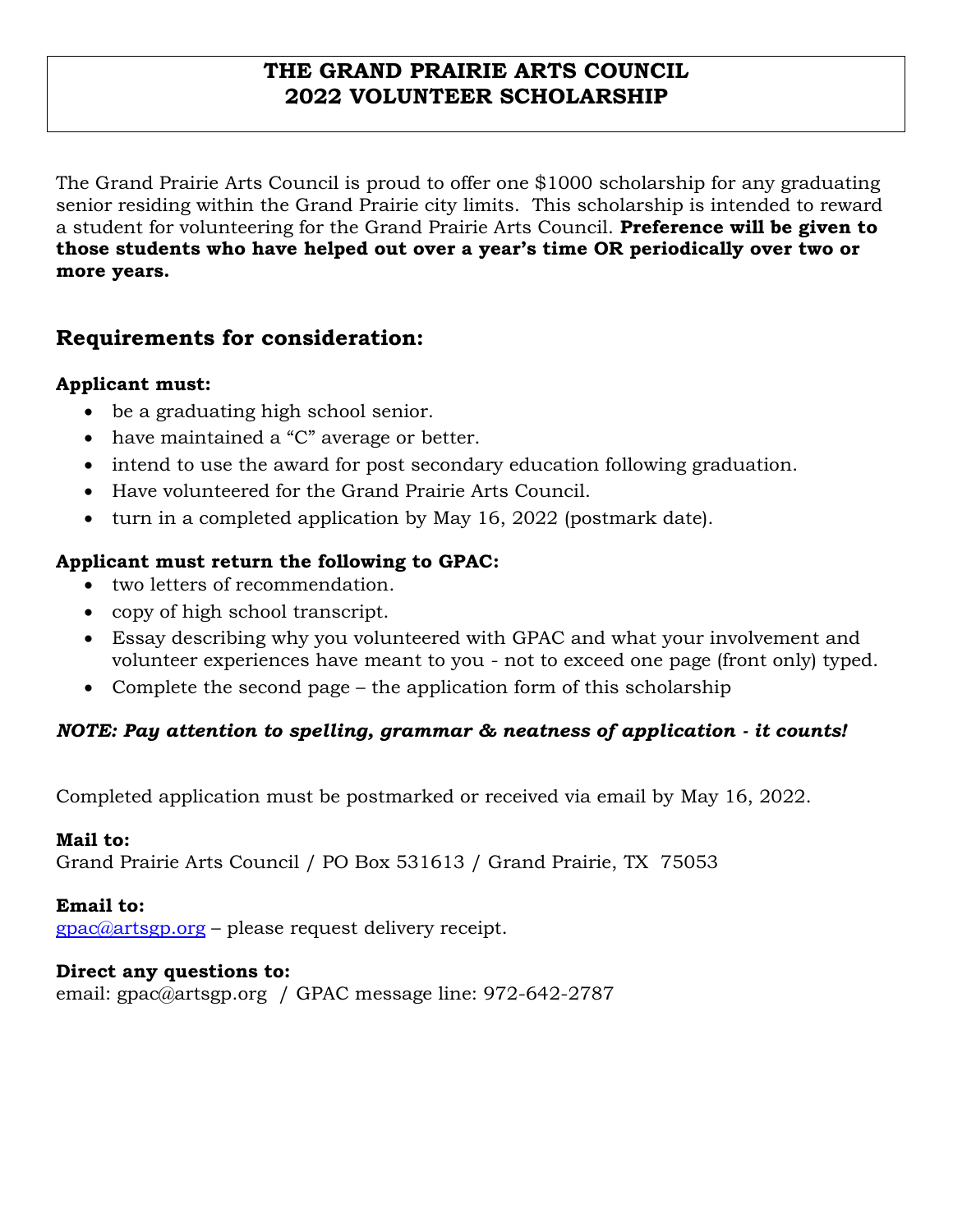# THE GRAND PRAIRIE ARTS COUNCIL
# 2022 VOLUNTEER SCHOLARSHIP

The Grand Prairie Arts Council is proud to offer one $1000 scholarship for any graduating senior residing within the Grand Prairie city limits. This scholarship is intended to reward a student for volunteering for the Grand Prairie Arts Council. **Preference will be given to those students who have helped out over a year's time OR periodically over two or more years.**

## Requirements for consideration:

**Applicant must:**

- be a graduating high school senior.
- have maintained a "C" average or better.
- intend to use the award for post secondary education following graduation.
- Have volunteered for the Grand Prairie Arts Council.
- turn in a completed application by May 16, 2022 (postmark date).

**Applicant must return the following to GPAC:**

- two letters of recommendation.
- copy of high school transcript.
- Essay describing why you volunteered with GPAC and what your involvement and volunteer experiences have meant to you - not to exceed one page (front only) typed.
- Complete the second page – the application form of this scholarship

***NOTE: Pay attention to spelling, grammar & neatness of application - it counts!***

Completed application must be postmarked or received via email by May 16, 2022.

**Mail to:**
Grand Prairie Arts Council / PO Box 531613 / Grand Prairie, TX 75053

**Email to:**
gpac@artsgp.org – please request delivery receipt.

**Direct any questions to:**
email: gpac@artsgp.org / GPAC message line: 972-642-2787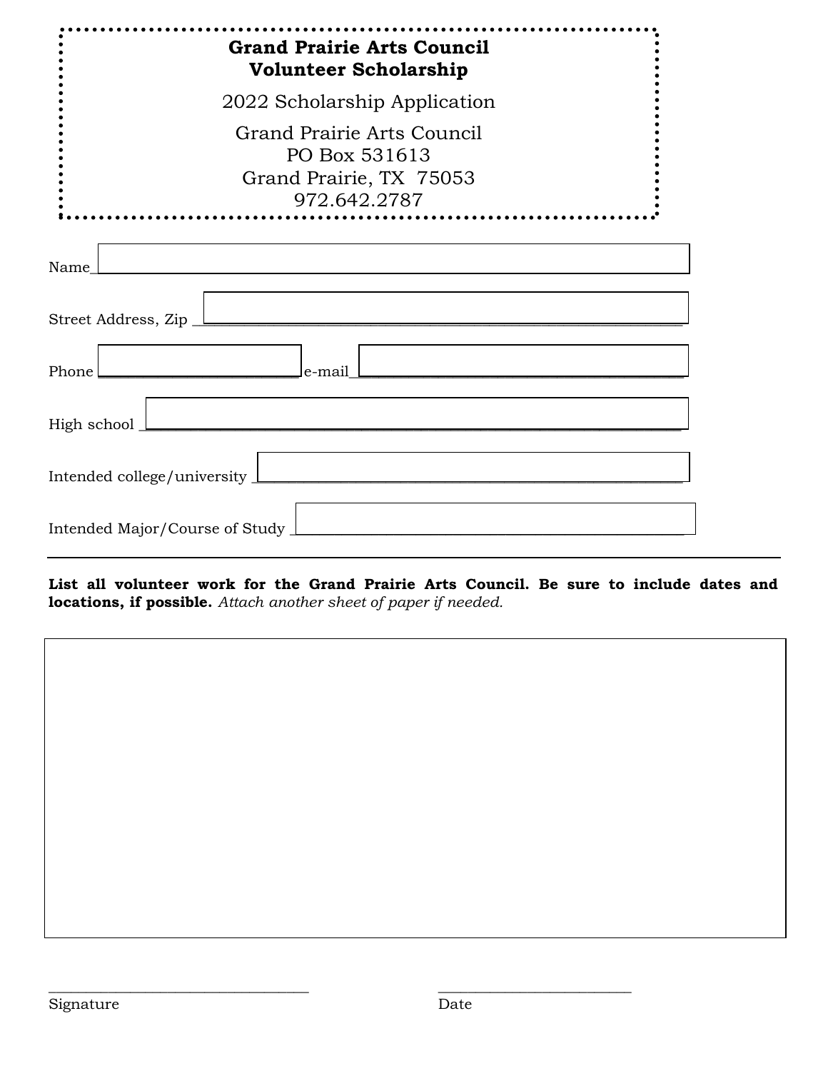**Grand Prairie Arts Council**
**Volunteer Scholarship**

2022 Scholarship Application

Grand Prairie Arts Council
PO Box 531613
Grand Prairie, TX 75053
972.642.2787

Name\_\_\_\_\_\_\_\_\_\_\_\_\_\_\_\_\_\_\_\_\_\_\_\_\_\_\_\_\_\_\_\_\_\_\_\_\_\_\_\_\_\_\_\_\_\_\_\_\_\_\_\_\_\_\_\_\_\_\_\_\_\_\_\_

Street Address, Zip \_\_\_\_\_\_\_\_\_\_\_\_\_\_\_\_\_\_\_\_\_\_\_\_\_\_\_\_\_\_\_\_\_\_\_\_\_\_\_\_\_\_\_\_\_\_\_\_\_\_\_\_\_\_\_\_

Phone \_\_\_\_\_\_\_\_\_\_\_\_\_\_\_\_\_\_\_\_\_\_\_\_\_\_e-mail\_\_\_\_\_\_\_\_\_\_\_\_\_\_\_\_\_\_\_\_\_\_\_\_\_\_\_\_\_\_\_\_\_\_\_\_\_

High school \_\_\_\_\_\_\_\_\_\_\_\_\_\_\_\_\_\_\_\_\_\_\_\_\_\_\_\_\_\_\_\_\_\_\_\_\_\_\_\_\_\_\_\_\_\_\_\_\_\_\_\_\_\_\_\_\_\_\_\_\_\_

Intended college/university \_\_\_\_\_\_\_\_\_\_\_\_\_\_\_\_\_\_\_\_\_\_\_\_\_\_\_\_\_\_\_\_\_\_\_\_\_\_\_\_\_\_\_\_\_\_\_\_\_

Intended Major/Course of Study \_\_\_\_\_\_\_\_\_\_\_\_\_\_\_\_\_\_\_\_\_\_\_\_\_\_\_\_\_\_\_\_\_\_\_\_\_\_\_\_\_\_\_\_\_\_

---

**List all volunteer work for the Grand Prairie Arts Council. Be sure to include dates and locations, if possible.** *Attach another sheet of paper if needed.*

\_\_\_\_\_\_\_\_\_\_\_\_\_\_\_\_\_\_\_\_\_\_\_\_\_\_\_\_\_\_\_\_\_\_\_\_
Signature

\_\_\_\_\_\_\_\_\_\_\_\_\_\_\_\_\_\_\_\_\_\_\_\_\_\_\_
Date